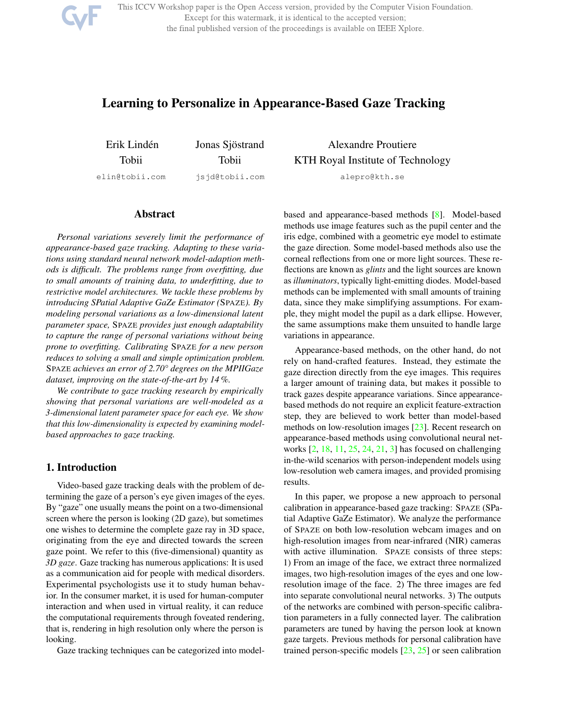# Learning to Personalize in Appearance-Based Gaze Tracking

Erik Lindén
Tobii
elin@tobii.com

Jonas Sjöstrand
Tobii
jsjd@tobii.com

Alexandre Proutiere
KTH Royal Institute of Technology
alepro@kth.se

## Abstract

*Personal variations severely limit the performance of appearance-based gaze tracking. Adapting to these variations using standard neural network model-adaption methods is difficult. The problems range from overfitting, due to small amounts of training data, to underfitting, due to restrictive model architectures. We tackle these problems by introducing SPatial Adaptive GaZe Estimator (SPAZE). By modeling personal variations as a low-dimensional latent parameter space, SPAZE provides just enough adaptability to capture the range of personal variations without being prone to overfitting. Calibrating SPAZE for a new person reduces to solving a small and simple optimization problem. SPAZE achieves an error of 2.70° degrees on the MPIIGaze dataset, improving on the state-of-the-art by 14 %.*

*We contribute to gaze tracking research by empirically showing that personal variations are well-modeled as a 3-dimensional latent parameter space for each eye. We show that this low-dimensionality is expected by examining model-based approaches to gaze tracking.*

## 1. Introduction

Video-based gaze tracking deals with the problem of determining the gaze of a person's eye given images of the eyes. By "gaze" one usually means the point on a two-dimensional screen where the person is looking (2D gaze), but sometimes one wishes to determine the complete gaze ray in 3D space, originating from the eye and directed towards the screen gaze point. We refer to this (five-dimensional) quantity as *3D gaze*. Gaze tracking has numerous applications: It is used as a communication aid for people with medical disorders. Experimental psychologists use it to study human behavior. In the consumer market, it is used for human-computer interaction and when used in virtual reality, it can reduce the computational requirements through foveated rendering, that is, rendering in high resolution only where the person is looking.

Gaze tracking techniques can be categorized into model-based and appearance-based methods [8]. Model-based methods use image features such as the pupil center and the iris edge, combined with a geometric eye model to estimate the gaze direction. Some model-based methods also use the corneal reflections from one or more light sources. These reflections are known as *glints* and the light sources are known as *illuminators*, typically light-emitting diodes. Model-based methods can be implemented with small amounts of training data, since they make simplifying assumptions. For example, they might model the pupil as a dark ellipse. However, the same assumptions make them unsuited to handle large variations in appearance.

Appearance-based methods, on the other hand, do not rely on hand-crafted features. Instead, they estimate the gaze direction directly from the eye images. This requires a larger amount of training data, but makes it possible to track gazes despite appearance variations. Since appearance-based methods do not require an explicit feature-extraction step, they are believed to work better than model-based methods on low-resolution images [23]. Recent research on appearance-based methods using convolutional neural networks [2, 18, 11, 25, 24, 21, 3] has focused on challenging in-the-wild scenarios with person-independent models using low-resolution web camera images, and provided promising results.

In this paper, we propose a new approach to personal calibration in appearance-based gaze tracking: SPAZE (SPatial Adaptive GaZe Estimator). We analyze the performance of SPAZE on both low-resolution webcam images and on high-resolution images from near-infrared (NIR) cameras with active illumination. SPAZE consists of three steps: 1) From an image of the face, we extract three normalized images, two high-resolution images of the eyes and one low-resolution image of the face. 2) The three images are fed into separate convolutional neural networks. 3) The outputs of the networks are combined with person-specific calibration parameters in a fully connected layer. The calibration parameters are tuned by having the person look at known gaze targets. Previous methods for personal calibration have trained person-specific models [23, 25] or seen calibration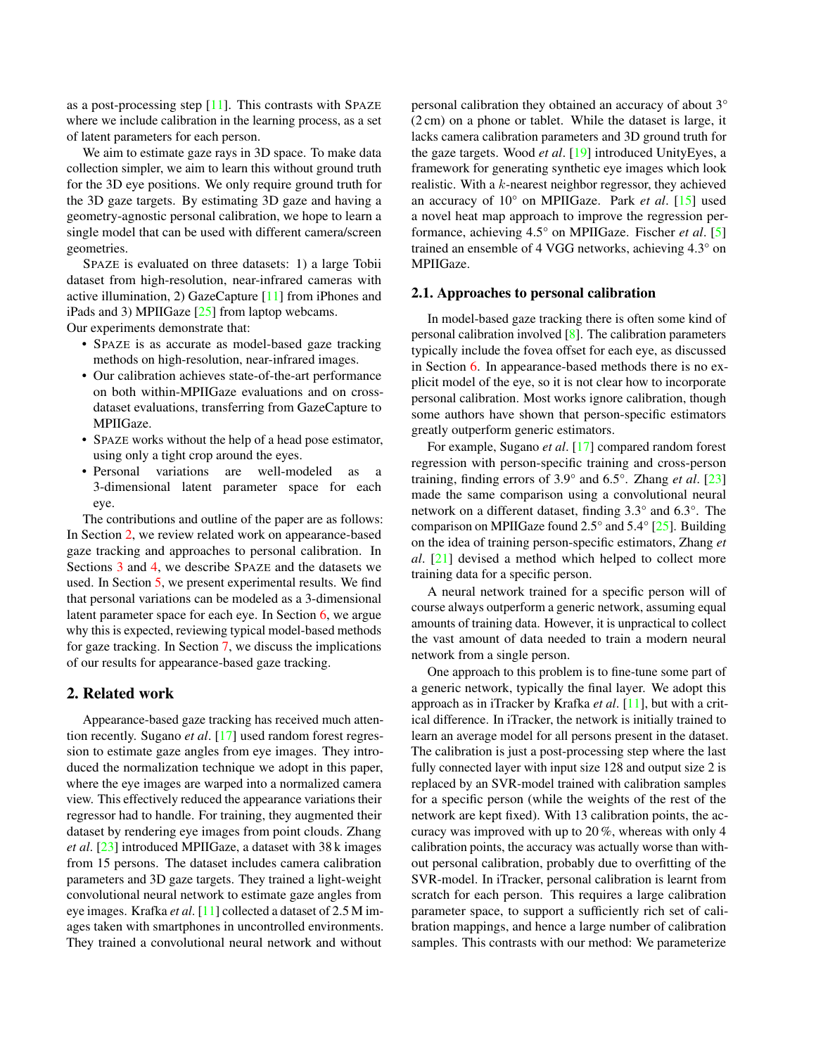as a post-processing step [11]. This contrasts with SPAZE where we include calibration in the learning process, as a set of latent parameters for each person.

We aim to estimate gaze rays in 3D space. To make data collection simpler, we aim to learn this without ground truth for the 3D eye positions. We only require ground truth for the 3D gaze targets. By estimating 3D gaze and having a geometry-agnostic personal calibration, we hope to learn a single model that can be used with different camera/screen geometries.

SPAZE is evaluated on three datasets: 1) a large Tobii dataset from high-resolution, near-infrared cameras with active illumination, 2) GazeCapture [11] from iPhones and iPads and 3) MPIIGaze [25] from laptop webcams.
Our experiments demonstrate that:

- SPAZE is as accurate as model-based gaze tracking methods on high-resolution, near-infrared images.
- Our calibration achieves state-of-the-art performance on both within-MPIIGaze evaluations and on cross-dataset evaluations, transferring from GazeCapture to MPIIGaze.
- SPAZE works without the help of a head pose estimator, using only a tight crop around the eyes.
- Personal variations are well-modeled as a 3-dimensional latent parameter space for each eye.

The contributions and outline of the paper are as follows: In Section 2, we review related work on appearance-based gaze tracking and approaches to personal calibration. In Sections 3 and 4, we describe SPAZE and the datasets we used. In Section 5, we present experimental results. We find that personal variations can be modeled as a 3-dimensional latent parameter space for each eye. In Section 6, we argue why this is expected, reviewing typical model-based methods for gaze tracking. In Section 7, we discuss the implications of our results for appearance-based gaze tracking.

## 2. Related work

Appearance-based gaze tracking has received much attention recently. Sugano *et al*. [17] used random forest regression to estimate gaze angles from eye images. They introduced the normalization technique we adopt in this paper, where the eye images are warped into a normalized camera view. This effectively reduced the appearance variations their regressor had to handle. For training, they augmented their dataset by rendering eye images from point clouds. Zhang *et al*. [23] introduced MPIIGaze, a dataset with 38 k images from 15 persons. The dataset includes camera calibration parameters and 3D gaze targets. They trained a light-weight convolutional neural network to estimate gaze angles from eye images. Krafka *et al*. [11] collected a dataset of 2.5 M images taken with smartphones in uncontrolled environments. They trained a convolutional neural network and without personal calibration they obtained an accuracy of about 3° (2 cm) on a phone or tablet. While the dataset is large, it lacks camera calibration parameters and 3D ground truth for the gaze targets. Wood *et al*. [19] introduced UnityEyes, a framework for generating synthetic eye images which look realistic. With a $k$-nearest neighbor regressor, they achieved an accuracy of 10° on MPIIGaze. Park *et al*. [15] used a novel heat map approach to improve the regression performance, achieving 4.5° on MPIIGaze. Fischer *et al*. [5] trained an ensemble of 4 VGG networks, achieving 4.3° on MPIIGaze.

### 2.1. Approaches to personal calibration

In model-based gaze tracking there is often some kind of personal calibration involved [8]. The calibration parameters typically include the fovea offset for each eye, as discussed in Section 6. In appearance-based methods there is no explicit model of the eye, so it is not clear how to incorporate personal calibration. Most works ignore calibration, though some authors have shown that person-specific estimators greatly outperform generic estimators.

For example, Sugano *et al*. [17] compared random forest regression with person-specific training and cross-person training, finding errors of 3.9° and 6.5°. Zhang *et al*. [23] made the same comparison using a convolutional neural network on a different dataset, finding 3.3° and 6.3°. The comparison on MPIIGaze found 2.5° and 5.4° [25]. Building on the idea of training person-specific estimators, Zhang *et al*. [21] devised a method which helped to collect more training data for a specific person.

A neural network trained for a specific person will of course always outperform a generic network, assuming equal amounts of training data. However, it is unpractical to collect the vast amount of data needed to train a modern neural network from a single person.

One approach to this problem is to fine-tune some part of a generic network, typically the final layer. We adopt this approach as in iTracker by Krafka *et al*. [11], but with a critical difference. In iTracker, the network is initially trained to learn an average model for all persons present in the dataset. The calibration is just a post-processing step where the last fully connected layer with input size 128 and output size 2 is replaced by an SVR-model trained with calibration samples for a specific person (while the weights of the rest of the network are kept fixed). With 13 calibration points, the accuracy was improved with up to 20 %, whereas with only 4 calibration points, the accuracy was actually worse than without personal calibration, probably due to overfitting of the SVR-model. In iTracker, personal calibration is learnt from scratch for each person. This requires a large calibration parameter space, to support a sufficiently rich set of calibration mappings, and hence a large number of calibration samples. This contrasts with our method: We parameterize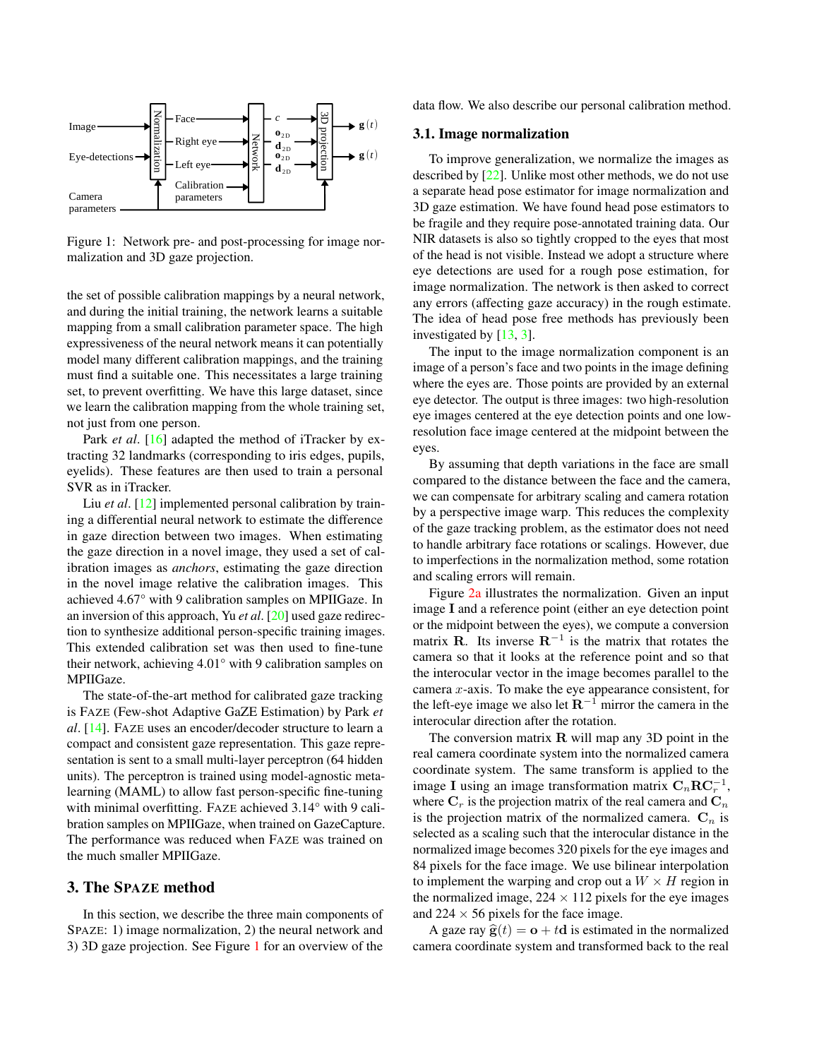Figure 1: Network pre- and post-processing for image normalization and 3D gaze projection.

the set of possible calibration mappings by a neural network, and during the initial training, the network learns a suitable mapping from a small calibration parameter space. The high expressiveness of the neural network means it can potentially model many different calibration mappings, and the training must find a suitable one. This necessitates a large training set, to prevent overfitting. We have this large dataset, since we learn the calibration mapping from the whole training set, not just from one person.

Park *et al*. [16] adapted the method of iTracker by extracting 32 landmarks (corresponding to iris edges, pupils, eyelids). These features are then used to train a personal SVR as in iTracker.

Liu *et al*. [12] implemented personal calibration by training a differential neural network to estimate the difference in gaze direction between two images. When estimating the gaze direction in a novel image, they used a set of calibration images as *anchors*, estimating the gaze direction in the novel image relative the calibration images. This achieved 4.67° with 9 calibration samples on MPIIGaze. In an inversion of this approach, Yu *et al*. [20] used gaze redirection to synthesize additional person-specific training images. This extended calibration set was then used to fine-tune their network, achieving 4.01° with 9 calibration samples on MPIIGaze.

The state-of-the-art method for calibrated gaze tracking is FAZE (Few-shot Adaptive GaZE Estimation) by Park *et al*. [14]. FAZE uses an encoder/decoder structure to learn a compact and consistent gaze representation. This gaze representation is sent to a small multi-layer perceptron (64 hidden units). The perceptron is trained using model-agnostic meta-learning (MAML) to allow fast person-specific fine-tuning with minimal overfitting. FAZE achieved 3.14° with 9 calibration samples on MPIIGaze, when trained on GazeCapture. The performance was reduced when FAZE was trained on the much smaller MPIIGaze.

## 3. The SPAZE method

In this section, we describe the three main components of SPAZE: 1) image normalization, 2) the neural network and 3) 3D gaze projection. See Figure 1 for an overview of the data flow. We also describe our personal calibration method.

### 3.1. Image normalization

To improve generalization, we normalize the images as described by [22]. Unlike most other methods, we do not use a separate head pose estimator for image normalization and 3D gaze estimation. We have found head pose estimators to be fragile and they require pose-annotated training data. Our NIR datasets is also so tightly cropped to the eyes that most of the head is not visible. Instead we adopt a structure where eye detections are used for a rough pose estimation, for image normalization. The network is then asked to correct any errors (affecting gaze accuracy) in the rough estimate. The idea of head pose free methods has previously been investigated by [13, 3].

The input to the image normalization component is an image of a person's face and two points in the image defining where the eyes are. Those points are provided by an external eye detector. The output is three images: two high-resolution eye images centered at the eye detection points and one low-resolution face image centered at the midpoint between the eyes.

By assuming that depth variations in the face are small compared to the distance between the face and the camera, we can compensate for arbitrary scaling and camera rotation by a perspective image warp. This reduces the complexity of the gaze tracking problem, as the estimator does not need to handle arbitrary face rotations or scalings. However, due to imperfections in the normalization method, some rotation and scaling errors will remain.

Figure 2a illustrates the normalization. Given an input image $\mathbf{I}$ and a reference point (either an eye detection point or the midpoint between the eyes), we compute a conversion matrix $\mathbf{R}$. Its inverse $\mathbf{R}^{-1}$ is the matrix that rotates the camera so that it looks at the reference point and so that the interocular vector in the image becomes parallel to the camera $x$-axis. To make the eye appearance consistent, for the left-eye image we also let $\mathbf{R}^{-1}$ mirror the camera in the interocular direction after the rotation.

The conversion matrix $\mathbf{R}$ will map any 3D point in the real camera coordinate system into the normalized camera coordinate system. The same transform is applied to the image $\mathbf{I}$ using an image transformation matrix $\mathbf{C}_n\mathbf{R}\mathbf{C}_r^{-1}$, where $\mathbf{C}_r$ is the projection matrix of the real camera and $\mathbf{C}_n$ is the projection matrix of the normalized camera. $\mathbf{C}_n$ is selected as a scaling such that the interocular distance in the normalized image becomes 320 pixels for the eye images and 84 pixels for the face image. We use bilinear interpolation to implement the warping and crop out a $W \times H$ region in the normalized image, $224 \times 112$ pixels for the eye images and $224 \times 56$ pixels for the face image.

A gaze ray $\widehat{\mathbf{g}}(t) = \mathbf{o} + t\mathbf{d}$ is estimated in the normalized camera coordinate system and transformed back to the real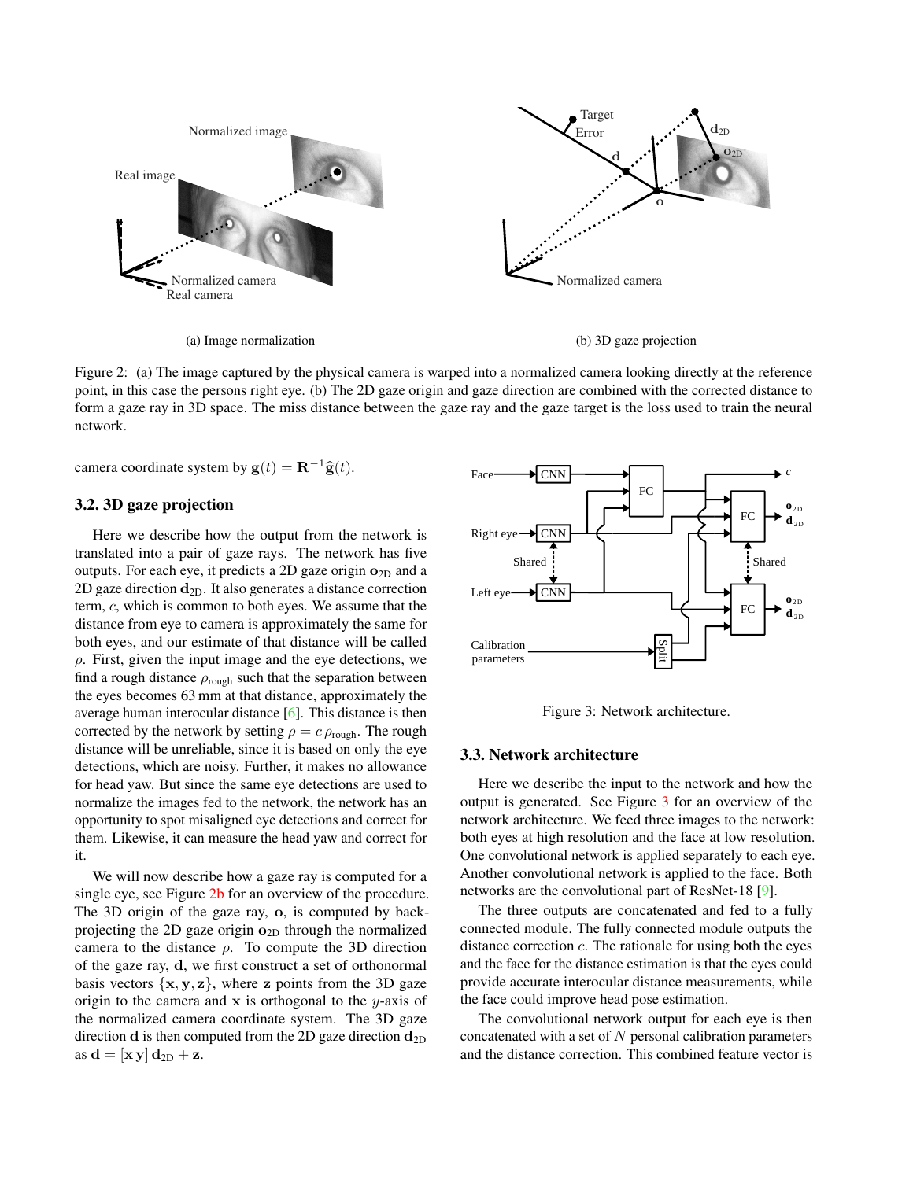Figure 2: (a) The image captured by the physical camera is warped into a normalized camera looking directly at the reference point, in this case the persons right eye. (b) The 2D gaze origin and gaze direction are combined with the corrected distance to form a gaze ray in 3D space. The miss distance between the gaze ray and the gaze target is the loss used to train the neural network.

camera coordinate system by $\mathbf{g}(t) = \mathbf{R}^{-1}\widehat{\mathbf{g}}(t)$.

### 3.2. 3D gaze projection

Here we describe how the output from the network is translated into a pair of gaze rays. The network has five outputs. For each eye, it predicts a 2D gaze origin $\mathbf{o}_{2D}$ and a 2D gaze direction $\mathbf{d}_{2D}$. It also generates a distance correction term, $c$, which is common to both eyes. We assume that the distance from eye to camera is approximately the same for both eyes, and our estimate of that distance will be called $\rho$. First, given the input image and the eye detections, we find a rough distance $\rho_{\text{rough}}$ such that the separation between the eyes becomes 63 mm at that distance, approximately the average human interocular distance [6]. This distance is then corrected by the network by setting $\rho = c\,\rho_{\text{rough}}$. The rough distance will be unreliable, since it is based on only the eye detections, which are noisy. Further, it makes no allowance for head yaw. But since the same eye detections are used to normalize the images fed to the network, the network has an opportunity to spot misaligned eye detections and correct for them. Likewise, it can measure the head yaw and correct for it.

We will now describe how a gaze ray is computed for a single eye, see Figure 2b for an overview of the procedure. The 3D origin of the gaze ray, $\mathbf{o}$, is computed by back-projecting the 2D gaze origin $\mathbf{o}_{2D}$ through the normalized camera to the distance $\rho$. To compute the 3D direction of the gaze ray, $\mathbf{d}$, we first construct a set of orthonormal basis vectors $\{\mathbf{x}, \mathbf{y}, \mathbf{z}\}$, where $\mathbf{z}$ points from the 3D gaze origin to the camera and $\mathbf{x}$ is orthogonal to the $y$-axis of the normalized camera coordinate system. The 3D gaze direction $\mathbf{d}$ is then computed from the 2D gaze direction $\mathbf{d}_{2D}$ as $\mathbf{d} = [\mathbf{x}\,\mathbf{y}]\,\mathbf{d}_{2D} + \mathbf{z}$.

Figure 3: Network architecture.

### 3.3. Network architecture

Here we describe the input to the network and how the output is generated. See Figure 3 for an overview of the network architecture. We feed three images to the network: both eyes at high resolution and the face at low resolution. One convolutional network is applied separately to each eye. Another convolutional network is applied to the face. Both networks are the convolutional part of ResNet-18 [9].

The three outputs are concatenated and fed to a fully connected module. The fully connected module outputs the distance correction $c$. The rationale for using both the eyes and the face for the distance estimation is that the eyes could provide accurate interocular distance measurements, while the face could improve head pose estimation.

The convolutional network output for each eye is then concatenated with a set of $N$ personal calibration parameters and the distance correction. This combined feature vector is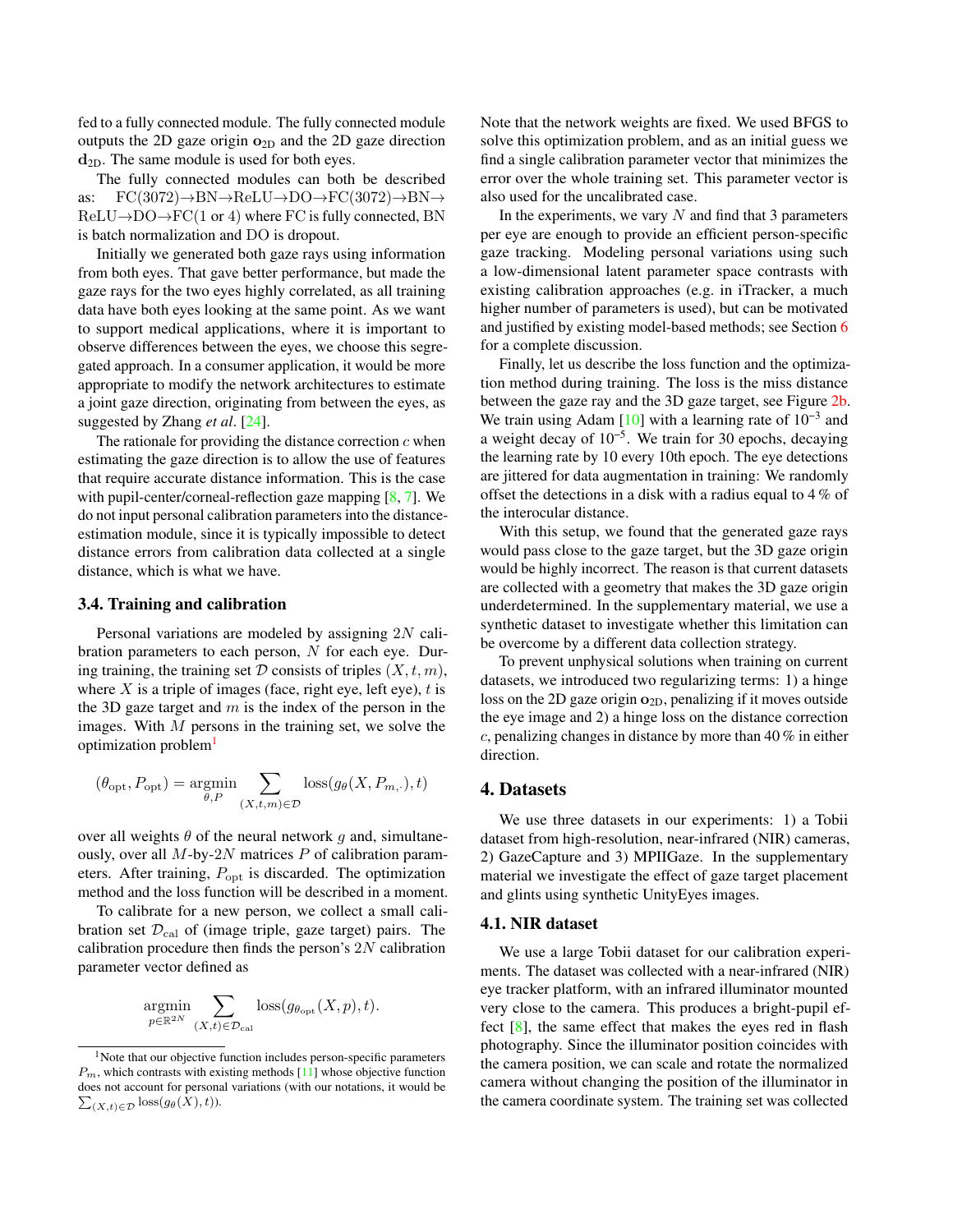fed to a fully connected module. The fully connected module outputs the 2D gaze origin $\mathbf{o}_{2D}$ and the 2D gaze direction $\mathbf{d}_{2D}$. The same module is used for both eyes.

The fully connected modules can both be described as: FC(3072)→BN→ReLU→DO→FC(3072)→BN→ReLU→DO→FC(1 or 4) where FC is fully connected, BN is batch normalization and DO is dropout.

Initially we generated both gaze rays using information from both eyes. That gave better performance, but made the gaze rays for the two eyes highly correlated, as all training data have both eyes looking at the same point. As we want to support medical applications, where it is important to observe differences between the eyes, we choose this segregated approach. In a consumer application, it would be more appropriate to modify the network architectures to estimate a joint gaze direction, originating from between the eyes, as suggested by Zhang *et al*. [24].

The rationale for providing the distance correction $c$ when estimating the gaze direction is to allow the use of features that require accurate distance information. This is the case with pupil-center/corneal-reflection gaze mapping [8, 7]. We do not input personal calibration parameters into the distance-estimation module, since it is typically impossible to detect distance errors from calibration data collected at a single distance, which is what we have.

### 3.4. Training and calibration

Personal variations are modeled by assigning $2N$ calibration parameters to each person, $N$ for each eye. During training, the training set $\mathcal{D}$ consists of triples $(X, t, m)$, where $X$ is a triple of images (face, right eye, left eye), $t$ is the 3D gaze target and $m$ is the index of the person in the images. With $M$ persons in the training set, we solve the optimization problem[1]

$$(\theta_{\text{opt}}, P_{\text{opt}}) = \underset{\theta, P}{\operatorname{argmin}} \sum_{(X,t,m) \in \mathcal{D}} \operatorname{loss}(g_\theta(X, P_{m,\cdot}), t)$$

over all weights $\theta$ of the neural network $g$ and, simultaneously, over all $M$-by-$2N$ matrices $P$ of calibration parameters. After training, $P_{\text{opt}}$ is discarded. The optimization method and the loss function will be described in a moment.

To calibrate for a new person, we collect a small calibration set $\mathcal{D}_{\text{cal}}$ of (image triple, gaze target) pairs. The calibration procedure then finds the person's $2N$ calibration parameter vector defined as

$$\underset{p \in \mathbb{R}^{2N}}{\operatorname{argmin}} \sum_{(X,t) \in \mathcal{D}_{\text{cal}}} \operatorname{loss}(g_{\theta_{\text{opt}}}(X, p), t).$$

[1] Note that our objective function includes person-specific parameters $P_m$, which contrasts with existing methods [11] whose objective function does not account for personal variations (with our notations, it would be $\sum_{(X,t) \in \mathcal{D}} \operatorname{loss}(g_\theta(X), t)$).

Note that the network weights are fixed. We used BFGS to solve this optimization problem, and as an initial guess we find a single calibration parameter vector that minimizes the error over the whole training set. This parameter vector is also used for the uncalibrated case.

In the experiments, we vary $N$ and find that 3 parameters per eye are enough to provide an efficient person-specific gaze tracking. Modeling personal variations using such a low-dimensional latent parameter space contrasts with existing calibration approaches (e.g. in iTracker, a much higher number of parameters is used), but can be motivated and justified by existing model-based methods; see Section 6 for a complete discussion.

Finally, let us describe the loss function and the optimization method during training. The loss is the miss distance between the gaze ray and the 3D gaze target, see Figure 2b. We train using Adam [10] with a learning rate of $10^{-3}$ and a weight decay of $10^{-5}$. We train for 30 epochs, decaying the learning rate by 10 every 10th epoch. The eye detections are jittered for data augmentation in training: We randomly offset the detections in a disk with a radius equal to 4 % of the interocular distance.

With this setup, we found that the generated gaze rays would pass close to the gaze target, but the 3D gaze origin would be highly incorrect. The reason is that current datasets are collected with a geometry that makes the 3D gaze origin underdetermined. In the supplementary material, we use a synthetic dataset to investigate whether this limitation can be overcome by a different data collection strategy.

To prevent unphysical solutions when training on current datasets, we introduced two regularizing terms: 1) a hinge loss on the 2D gaze origin $\mathbf{o}_{2D}$, penalizing if it moves outside the eye image and 2) a hinge loss on the distance correction $c$, penalizing changes in distance by more than 40 % in either direction.

## 4. Datasets

We use three datasets in our experiments: 1) a Tobii dataset from high-resolution, near-infrared (NIR) cameras, 2) GazeCapture and 3) MPIIGaze. In the supplementary material we investigate the effect of gaze target placement and glints using synthetic UnityEyes images.

### 4.1. NIR dataset

We use a large Tobii dataset for our calibration experiments. The dataset was collected with a near-infrared (NIR) eye tracker platform, with an infrared illuminator mounted very close to the camera. This produces a bright-pupil effect [8], the same effect that makes the eyes red in flash photography. Since the illuminator position coincides with the camera position, we can scale and rotate the normalized camera without changing the position of the illuminator in the camera coordinate system. The training set was collected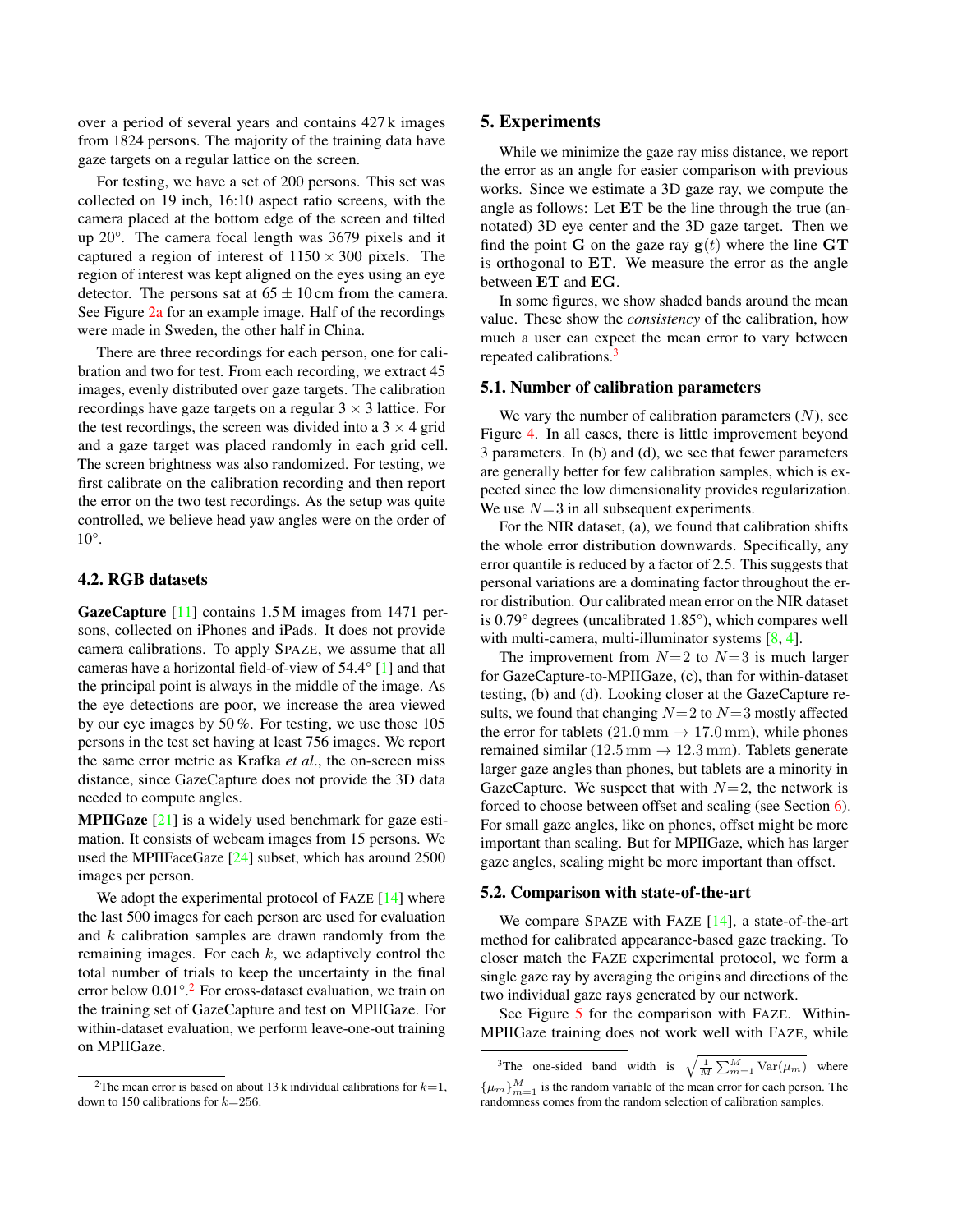over a period of several years and contains 427 k images from 1824 persons. The majority of the training data have gaze targets on a regular lattice on the screen.

For testing, we have a set of 200 persons. This set was collected on 19 inch, 16:10 aspect ratio screens, with the camera placed at the bottom edge of the screen and tilted up 20°. The camera focal length was 3679 pixels and it captured a region of interest of $1150 \times 300$ pixels. The region of interest was kept aligned on the eyes using an eye detector. The persons sat at $65 \pm 10$ cm from the camera. See Figure 2a for an example image. Half of the recordings were made in Sweden, the other half in China.

There are three recordings for each person, one for calibration and two for test. From each recording, we extract 45 images, evenly distributed over gaze targets. The calibration recordings have gaze targets on a regular $3 \times 3$ lattice. For the test recordings, the screen was divided into a $3 \times 4$ grid and a gaze target was placed randomly in each grid cell. The screen brightness was also randomized. For testing, we first calibrate on the calibration recording and then report the error on the two test recordings. As the setup was quite controlled, we believe head yaw angles were on the order of 10°.

### 4.2. RGB datasets

**GazeCapture** [11] contains 1.5 M images from 1471 persons, collected on iPhones and iPads. It does not provide camera calibrations. To apply SPAZE, we assume that all cameras have a horizontal field-of-view of 54.4° [1] and that the principal point is always in the middle of the image. As the eye detections are poor, we increase the area viewed by our eye images by 50 %. For testing, we use those 105 persons in the test set having at least 756 images. We report the same error metric as Krafka *et al*., the on-screen miss distance, since GazeCapture does not provide the 3D data needed to compute angles.

**MPIIGaze** [21] is a widely used benchmark for gaze estimation. It consists of webcam images from 15 persons. We used the MPIIFaceGaze [24] subset, which has around 2500 images per person.

We adopt the experimental protocol of FAZE [14] where the last 500 images for each person are used for evaluation and $k$ calibration samples are drawn randomly from the remaining images. For each $k$, we adaptively control the total number of trials to keep the uncertainty in the final error below 0.01°.[2] For cross-dataset evaluation, we train on the training set of GazeCapture and test on MPIIGaze. For within-dataset evaluation, we perform leave-one-out training on MPIIGaze.

[2] The mean error is based on about 13 k individual calibrations for $k$=1, down to 150 calibrations for $k$=256.

## 5. Experiments

While we minimize the gaze ray miss distance, we report the error as an angle for easier comparison with previous works. Since we estimate a 3D gaze ray, we compute the angle as follows: Let $\mathbf{ET}$ be the line through the true (annotated) 3D eye center and the 3D gaze target. Then we find the point $\mathbf{G}$ on the gaze ray $\mathbf{g}(t)$ where the line $\mathbf{GT}$ is orthogonal to $\mathbf{ET}$. We measure the error as the angle between $\mathbf{ET}$ and $\mathbf{EG}$.

In some figures, we show shaded bands around the mean value. These show the *consistency* of the calibration, how much a user can expect the mean error to vary between repeated calibrations.[3]

### 5.1. Number of calibration parameters

We vary the number of calibration parameters ($N$), see Figure 4. In all cases, there is little improvement beyond 3 parameters. In (b) and (d), we see that fewer parameters are generally better for few calibration samples, which is expected since the low dimensionality provides regularization. We use $N$=3 in all subsequent experiments.

For the NIR dataset, (a), we found that calibration shifts the whole error distribution downwards. Specifically, any error quantile is reduced by a factor of 2.5. This suggests that personal variations are a dominating factor throughout the error distribution. Our calibrated mean error on the NIR dataset is 0.79° degrees (uncalibrated 1.85°), which compares well with multi-camera, multi-illuminator systems [8, 4].

The improvement from $N$=2 to $N$=3 is much larger for GazeCapture-to-MPIIGaze, (c), than for within-dataset testing, (b) and (d). Looking closer at the GazeCapture results, we found that changing $N$=2 to $N$=3 mostly affected the error for tablets (21.0 mm → 17.0 mm), while phones remained similar (12.5 mm → 12.3 mm). Tablets generate larger gaze angles than phones, but tablets are a minority in GazeCapture. We suspect that with $N$=2, the network is forced to choose between offset and scaling (see Section 6). For small gaze angles, like on phones, offset might be more important than scaling. But for MPIIGaze, which has larger gaze angles, scaling might be more important than offset.

### 5.2. Comparison with state-of-the-art

We compare SPAZE with FAZE [14], a state-of-the-art method for calibrated appearance-based gaze tracking. To closer match the FAZE experimental protocol, we form a single gaze ray by averaging the origins and directions of the two individual gaze rays generated by our network.

See Figure 5 for the comparison with FAZE. Within-MPIIGaze training does not work well with FAZE, while

[3] The one-sided band width is $\sqrt{\frac{1}{M}\sum_{m=1}^{M}\mathrm{Var}(\mu_m)}$ where $\{\mu_m\}_{m=1}^{M}$ is the random variable of the mean error for each person. The randomness comes from the random selection of calibration samples.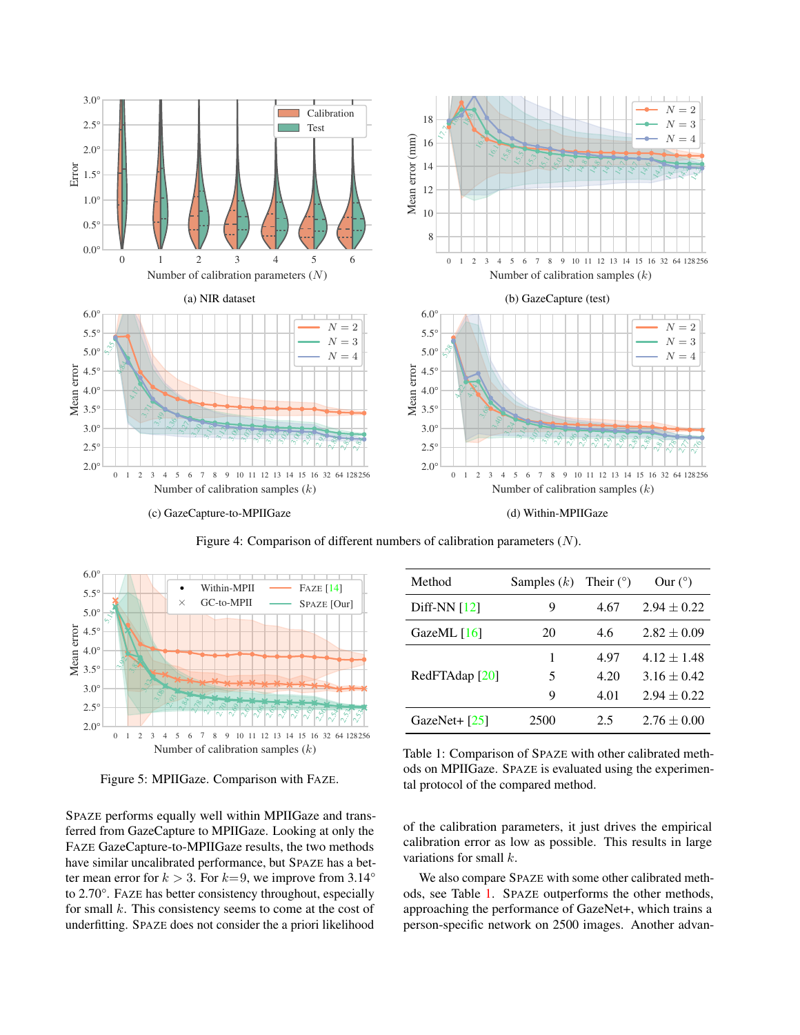(a) NIR dataset

(b) GazeCapture (test)

(c) GazeCapture-to-MPIIGaze

(d) Within-MPIIGaze

Figure 4: Comparison of different numbers of calibration parameters ($N$).

Figure 5: MPIIGaze. Comparison with FAZE.

| Method | Samples ($k$) | Their (°) | Our (°) |
|---|---|---|---|
| Diff-NN [12] | 9 | 4.67 | $2.94 \pm 0.22$ |
| GazeML [16] | 20 | 4.6 | $2.82 \pm 0.09$ |
| RedFTAdap [20] | 1 | 4.97 | $4.12 \pm 1.48$ |
| | 5 | 4.20 | $3.16 \pm 0.42$ |
| | 9 | 4.01 | $2.94 \pm 0.22$ |
| GazeNet+ [25] | 2500 | 2.5 | $2.76 \pm 0.00$ |

Table 1: Comparison of SPAZE with other calibrated methods on MPIIGaze. SPAZE is evaluated using the experimental protocol of the compared method.

SPAZE performs equally well within MPIIGaze and transferred from GazeCapture to MPIIGaze. Looking at only the FAZE GazeCapture-to-MPIIGaze results, the two methods have similar uncalibrated performance, but SPAZE has a better mean error for $k > 3$. For $k$=9, we improve from 3.14° to 2.70°. FAZE has better consistency throughout, especially for small $k$. This consistency seems to come at the cost of underfitting. SPAZE does not consider the a priori likelihood of the calibration parameters, it just drives the empirical calibration error as low as possible. This results in large variations for small $k$.

We also compare SPAZE with some other calibrated methods, see Table 1. SPAZE outperforms the other methods, approaching the performance of GazeNet+, which trains a person-specific network on 2500 images. Another advan-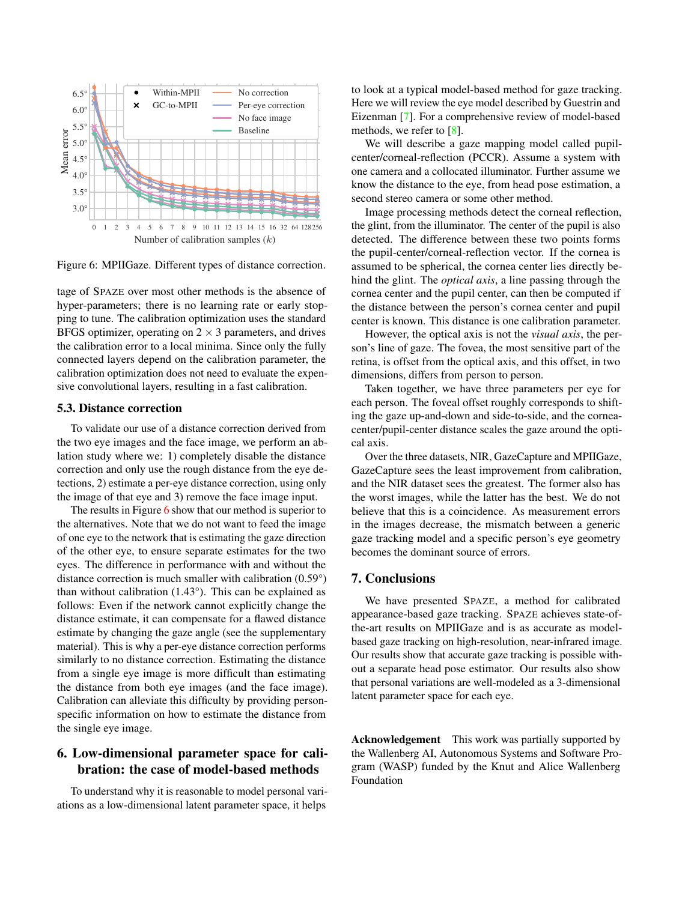Figure 6: MPIIGaze. Different types of distance correction.

tage of SPAZE over most other methods is the absence of hyper-parameters; there is no learning rate or early stopping to tune. The calibration optimization uses the standard BFGS optimizer, operating on $2 \times 3$ parameters, and drives the calibration error to a local minima. Since only the fully connected layers depend on the calibration parameter, the calibration optimization does not need to evaluate the expensive convolutional layers, resulting in a fast calibration.

### 5.3. Distance correction

To validate our use of a distance correction derived from the two eye images and the face image, we perform an ablation study where we: 1) completely disable the distance correction and only use the rough distance from the eye detections, 2) estimate a per-eye distance correction, using only the image of that eye and 3) remove the face image input.

The results in Figure 6 show that our method is superior to the alternatives. Note that we do not want to feed the image of one eye to the network that is estimating the gaze direction of the other eye, to ensure separate estimates for the two eyes. The difference in performance with and without the distance correction is much smaller with calibration (0.59°) than without calibration (1.43°). This can be explained as follows: Even if the network cannot explicitly change the distance estimate, it can compensate for a flawed distance estimate by changing the gaze angle (see the supplementary material). This is why a per-eye distance correction performs similarly to no distance correction. Estimating the distance from a single eye image is more difficult than estimating the distance from both eye images (and the face image). Calibration can alleviate this difficulty by providing person-specific information on how to estimate the distance from the single eye image.

## 6. Low-dimensional parameter space for calibration: the case of model-based methods

To understand why it is reasonable to model personal variations as a low-dimensional latent parameter space, it helps to look at a typical model-based method for gaze tracking. Here we will review the eye model described by Guestrin and Eizenman [7]. For a comprehensive review of model-based methods, we refer to [8].

We will describe a gaze mapping model called pupil-center/corneal-reflection (PCCR). Assume a system with one camera and a collocated illuminator. Further assume we know the distance to the eye, from head pose estimation, a second stereo camera or some other method.

Image processing methods detect the corneal reflection, the glint, from the illuminator. The center of the pupil is also detected. The difference between these two points forms the pupil-center/corneal-reflection vector. If the cornea is assumed to be spherical, the cornea center lies directly behind the glint. The *optical axis*, a line passing through the cornea center and the pupil center, can then be computed if the distance between the person's cornea center and pupil center is known. This distance is one calibration parameter.

However, the optical axis is not the *visual axis*, the person's line of gaze. The fovea, the most sensitive part of the retina, is offset from the optical axis, and this offset, in two dimensions, differs from person to person.

Taken together, we have three parameters per eye for each person. The foveal offset roughly corresponds to shifting the gaze up-and-down and side-to-side, and the cornea-center/pupil-center distance scales the gaze around the optical axis.

Over the three datasets, NIR, GazeCapture and MPIIGaze, GazeCapture sees the least improvement from calibration, and the NIR dataset sees the greatest. The former also has the worst images, while the latter has the best. We do not believe that this is a coincidence. As measurement errors in the images decrease, the mismatch between a generic gaze tracking model and a specific person's eye geometry becomes the dominant source of errors.

## 7. Conclusions

We have presented SPAZE, a method for calibrated appearance-based gaze tracking. SPAZE achieves state-of-the-art results on MPIIGaze and is as accurate as model-based gaze tracking on high-resolution, near-infrared image. Our results show that accurate gaze tracking is possible without a separate head pose estimator. Our results also show that personal variations are well-modeled as a 3-dimensional latent parameter space for each eye.

**Acknowledgement** This work was partially supported by the Wallenberg AI, Autonomous Systems and Software Program (WASP) funded by the Knut and Alice Wallenberg Foundation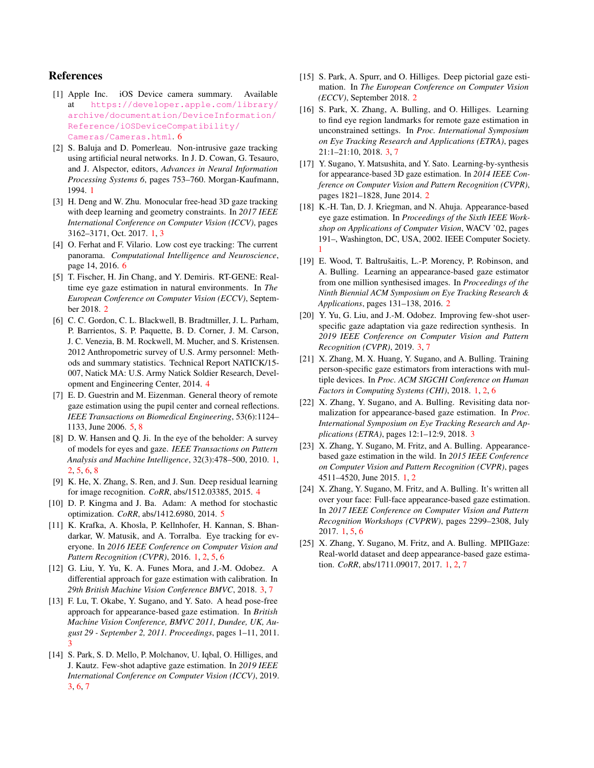## References

[1] Apple Inc. iOS Device camera summary. Available at https://developer.apple.com/library/archive/documentation/DeviceInformation/Reference/iOSDeviceCompatibility/Cameras/Cameras.html. 6

[2] S. Baluja and D. Pomerleau. Non-intrusive gaze tracking using artificial neural networks. In J. D. Cowan, G. Tesauro, and J. Alspector, editors, *Advances in Neural Information Processing Systems 6*, pages 753–760. Morgan-Kaufmann, 1994. 1

[3] H. Deng and W. Zhu. Monocular free-head 3D gaze tracking with deep learning and geometry constraints. In *2017 IEEE International Conference on Computer Vision (ICCV)*, pages 3162–3171, Oct. 2017. 1, 3

[4] O. Ferhat and F. Vilario. Low cost eye tracking: The current panorama. *Computational Intelligence and Neuroscience*, page 14, 2016. 6

[5] T. Fischer, H. Jin Chang, and Y. Demiris. RT-GENE: Real-time eye gaze estimation in natural environments. In *The European Conference on Computer Vision (ECCV)*, September 2018. 2

[6] C. C. Gordon, C. L. Blackwell, B. Bradtmiller, J. L. Parham, P. Barrientos, S. P. Paquette, B. D. Corner, J. M. Carson, J. C. Venezia, B. M. Rockwell, M. Mucher, and S. Kristensen. 2012 Anthropometric survey of U.S. Army personnel: Methods and summary statistics. Technical Report NATICK/15-007, Natick MA: U.S. Army Natick Soldier Research, Development and Engineering Center, 2014. 4

[7] E. D. Guestrin and M. Eizenman. General theory of remote gaze estimation using the pupil center and corneal reflections. *IEEE Transactions on Biomedical Engineering*, 53(6):1124–1133, June 2006. 5, 8

[8] D. W. Hansen and Q. Ji. In the eye of the beholder: A survey of models for eyes and gaze. *IEEE Transactions on Pattern Analysis and Machine Intelligence*, 32(3):478–500, 2010. 1, 2, 5, 6, 8

[9] K. He, X. Zhang, S. Ren, and J. Sun. Deep residual learning for image recognition. *CoRR*, abs/1512.03385, 2015. 4

[10] D. P. Kingma and J. Ba. Adam: A method for stochastic optimization. *CoRR*, abs/1412.6980, 2014. 5

[11] K. Krafka, A. Khosla, P. Kellnhofer, H. Kannan, S. Bhandarkar, W. Matusik, and A. Torralba. Eye tracking for everyone. In *2016 IEEE Conference on Computer Vision and Pattern Recognition (CVPR)*, 2016. 1, 2, 5, 6

[12] G. Liu, Y. Yu, K. A. Funes Mora, and J.-M. Odobez. A differential approach for gaze estimation with calibration. In *29th British Machine Vision Conference BMVC*, 2018. 3, 7

[13] F. Lu, T. Okabe, Y. Sugano, and Y. Sato. A head pose-free approach for appearance-based gaze estimation. In *British Machine Vision Conference, BMVC 2011, Dundee, UK, August 29 - September 2, 2011. Proceedings*, pages 1–11, 2011. 3

[14] S. Park, S. D. Mello, P. Molchanov, U. Iqbal, O. Hilliges, and J. Kautz. Few-shot adaptive gaze estimation. In *2019 IEEE International Conference on Computer Vision (ICCV)*, 2019. 3, 6, 7

[15] S. Park, A. Spurr, and O. Hilliges. Deep pictorial gaze estimation. In *The European Conference on Computer Vision (ECCV)*, September 2018. 2

[16] S. Park, X. Zhang, A. Bulling, and O. Hilliges. Learning to find eye region landmarks for remote gaze estimation in unconstrained settings. In *Proc. International Symposium on Eye Tracking Research and Applications (ETRA)*, pages 21:1–21:10, 2018. 3, 7

[17] Y. Sugano, Y. Matsushita, and Y. Sato. Learning-by-synthesis for appearance-based 3D gaze estimation. In *2014 IEEE Conference on Computer Vision and Pattern Recognition (CVPR)*, pages 1821–1828, June 2014. 2

[18] K.-H. Tan, D. J. Kriegman, and N. Ahuja. Appearance-based eye gaze estimation. In *Proceedings of the Sixth IEEE Workshop on Applications of Computer Vision*, WACV '02, pages 191–, Washington, DC, USA, 2002. IEEE Computer Society. 1

[19] E. Wood, T. Baltrušaitis, L.-P. Morency, P. Robinson, and A. Bulling. Learning an appearance-based gaze estimator from one million synthesised images. In *Proceedings of the Ninth Biennial ACM Symposium on Eye Tracking Research & Applications*, pages 131–138, 2016. 2

[20] Y. Yu, G. Liu, and J.-M. Odobez. Improving few-shot user-specific gaze adaptation via gaze redirection synthesis. In *2019 IEEE Conference on Computer Vision and Pattern Recognition (CVPR)*, 2019. 3, 7

[21] X. Zhang, M. X. Huang, Y. Sugano, and A. Bulling. Training person-specific gaze estimators from interactions with multiple devices. In *Proc. ACM SIGCHI Conference on Human Factors in Computing Systems (CHI)*, 2018. 1, 2, 6

[22] X. Zhang, Y. Sugano, and A. Bulling. Revisiting data normalization for appearance-based gaze estimation. In *Proc. International Symposium on Eye Tracking Research and Applications (ETRA)*, pages 12:1–12:9, 2018. 3

[23] X. Zhang, Y. Sugano, M. Fritz, and A. Bulling. Appearance-based gaze estimation in the wild. In *2015 IEEE Conference on Computer Vision and Pattern Recognition (CVPR)*, pages 4511–4520, June 2015. 1, 2

[24] X. Zhang, Y. Sugano, M. Fritz, and A. Bulling. It's written all over your face: Full-face appearance-based gaze estimation. In *2017 IEEE Conference on Computer Vision and Pattern Recognition Workshops (CVPRW)*, pages 2299–2308, July 2017. 1, 5, 6

[25] X. Zhang, Y. Sugano, M. Fritz, and A. Bulling. MPIIGaze: Real-world dataset and deep appearance-based gaze estimation. *CoRR*, abs/1711.09017, 2017. 1, 2, 7